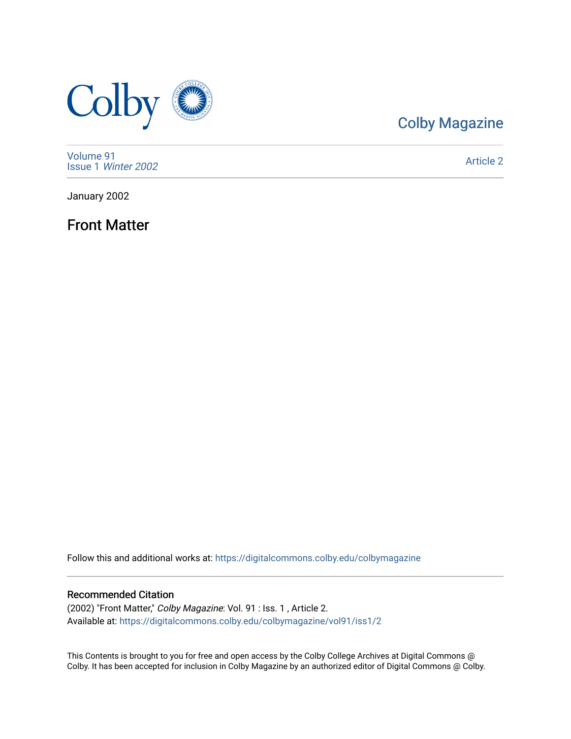Colby Magazine

Volume 91
Issue 1 *Winter 2002*

Article 2

January 2002

# Front Matter

Follow this and additional works at: https://digitalcommons.colby.edu/colbymagazine

## Recommended Citation

(2002) "Front Matter," *Colby Magazine*: Vol. 91 : Iss. 1 , Article 2.
Available at: https://digitalcommons.colby.edu/colbymagazine/vol91/iss1/2

This Contents is brought to you for free and open access by the Colby College Archives at Digital Commons @ Colby. It has been accepted for inclusion in Colby Magazine by an authorized editor of Digital Commons @ Colby.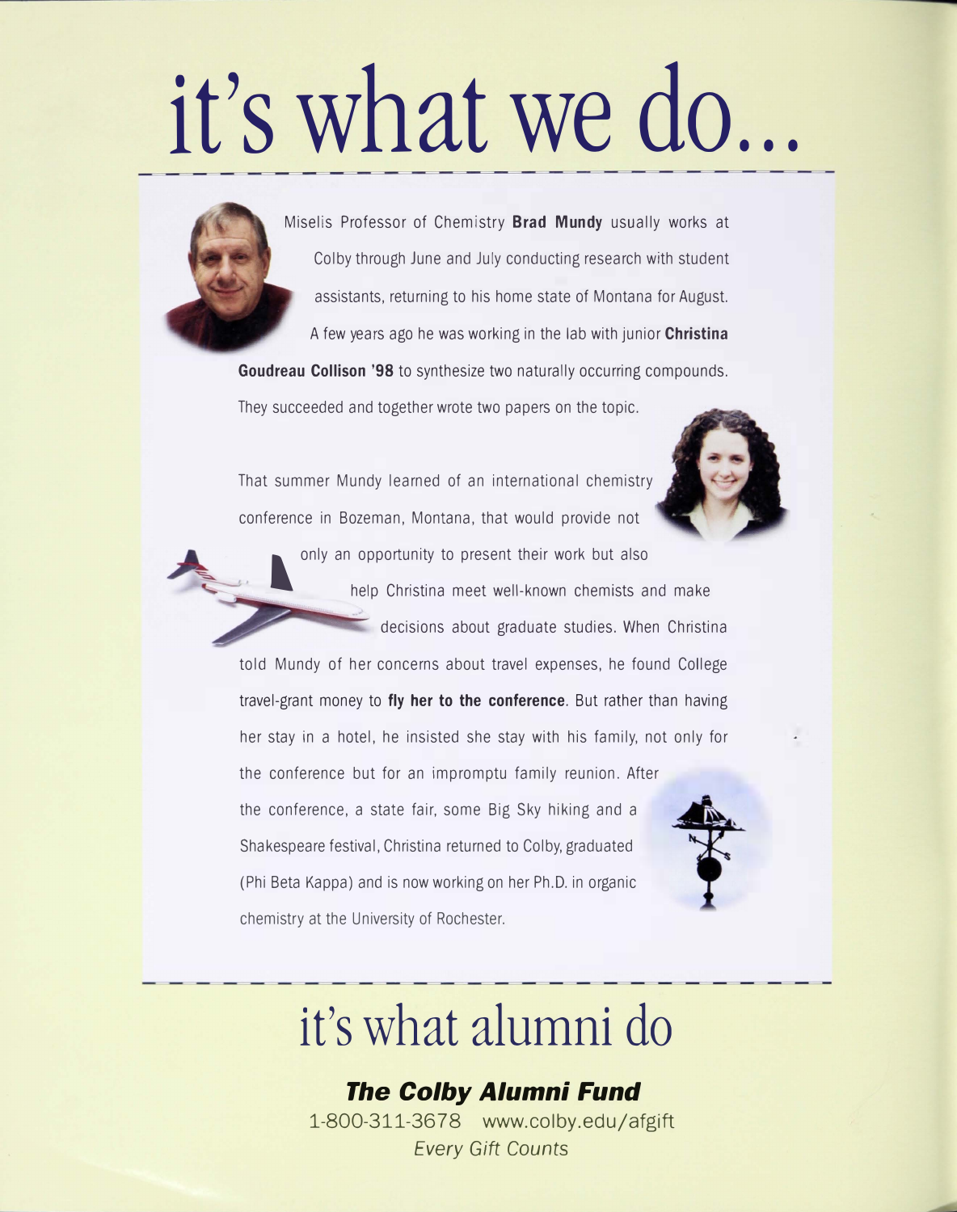# it's what we do...

Miselis Professor of Chemistry **Brad Mundy** usually works at Colby through June and July conducting research with student assistants, returning to his home state of Montana for August. A few years ago he was working in the lab with junior **Christina Goudreau Collison '98** to synthesize two naturally occurring compounds. They succeeded and together wrote two papers on the topic.

That summer Mundy learned of an international chemistry conference in Bozeman, Montana, that would provide not only an opportunity to present their work but also help Christina meet well-known chemists and make decisions about graduate studies. When Christina told Mundy of her concerns about travel expenses, he found College travel-grant money to **fly her to the conference**. But rather than having her stay in a hotel, he insisted she stay with his family, not only for the conference but for an impromptu family reunion. After the conference, a state fair, some Big Sky hiking and a Shakespeare festival, Christina returned to Colby, graduated (Phi Beta Kappa) and is now working on her Ph.D. in organic chemistry at the University of Rochester.

# it's what alumni do

***The Colby Alumni Fund***

1-800-311-3678 www.colby.edu/afgift

*Every Gift Counts*